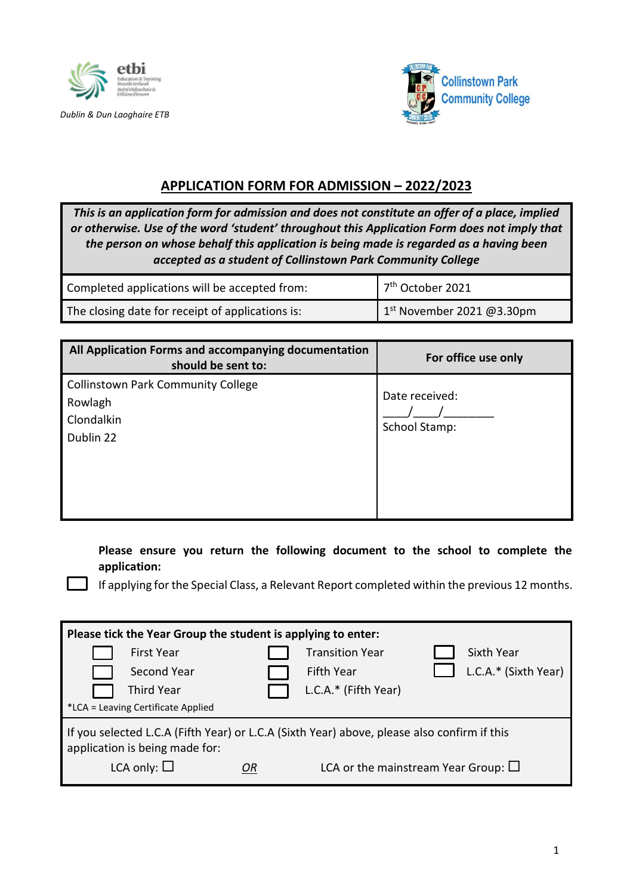Dublin & Dun Laoghaire ETB

Collinstown Park Community College

## APPLICATION FORM FOR ADMISSION – 2022/2023

| ***This is an application form for admission and does not constitute an offer of a place, implied or otherwise. Use of the word 'student' throughout this Application Form does not imply that the person on whose behalf this application is being made is regarded as a having been accepted as a student of Collinstown Park Community College*** | |
|---|---|
| Completed applications will be accepted from: | 7th October 2021 |
| The closing date for receipt of applications is: | 1st November 2021 @3.30pm |

| **All Application Forms and accompanying documentation should be sent to:** | **For office use only** |
|---|---|
| Collinstown Park Community College<br>Rowlagh<br>Clondalkin<br>Dublin 22 | Date received:<br>\_\_\_\_/\_\_\_\_/\_\_\_\_\_\_\_\_<br>School Stamp: |

**Please ensure you return the following document to the school to complete the application:**

☐ If applying for the Special Class, a Relevant Report completed within the previous 12 months.

| **Please tick the Year Group the student is applying to enter:** | | |
|---|---|---|
| ☐ First Year | ☐ Transition Year | ☐ Sixth Year |
| ☐ Second Year | ☐ Fifth Year | ☐ L.C.A.* (Sixth Year) |
| ☐ Third Year | ☐ L.C.A.* (Fifth Year) | |
| *LCA = Leaving Certificate Applied | | |
| If you selected L.C.A (Fifth Year) or L.C.A (Sixth Year) above, please also confirm if this application is being made for: | | |
| LCA only: ☐ | ***OR*** | LCA or the mainstream Year Group: ☐ |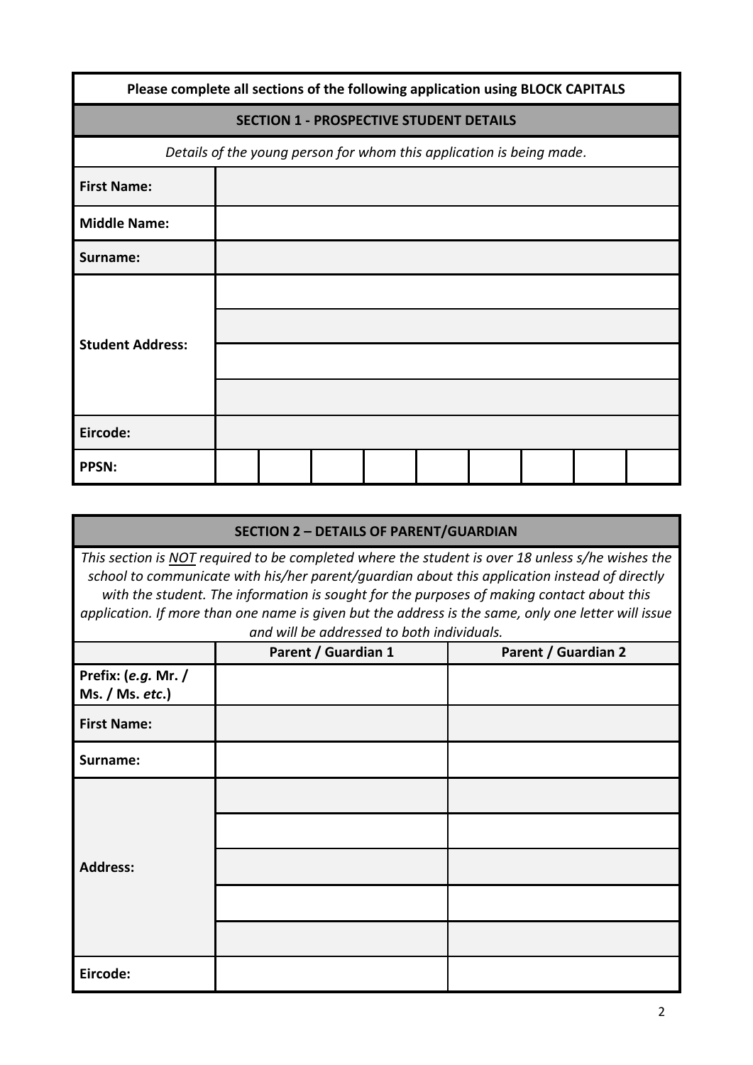**Please complete all sections of the following application using BLOCK CAPITALS**

## SECTION 1 - PROSPECTIVE STUDENT DETAILS

*Details of the young person for whom this application is being made.*

| | | | | | | | | | |
|---|---|---|---|---|---|---|---|---|---|
| **First Name:** | | | | | | | | | |
| **Middle Name:** | | | | | | | | | |
| **Surname:** | | | | | | | | | |
| **Student Address:** | | | | | | | | | |
| | | | | | | | | | |
| | | | | | | | | | |
| | | | | | | | | | |
| **Eircode:** | | | | | | | | | |
| **PPSN:** | | | | | | | | | |

## SECTION 2 – DETAILS OF PARENT/GUARDIAN

*This section is NOT required to be completed where the student is over 18 unless s/he wishes the school to communicate with his/her parent/guardian about this application instead of directly with the student. The information is sought for the purposes of making contact about this application. If more than one name is given but the address is the same, only one letter will issue and will be addressed to both individuals.*

| | Parent / Guardian 1 | Parent / Guardian 2 |
|---|---|---|
| **Prefix: (*e.g.* Mr. / Ms. / Ms. *etc.*)** | | |
| **First Name:** | | |
| **Surname:** | | |
| **Address:** | | |
| | | |
| | | |
| | | |
| | | |
| **Eircode:** | | |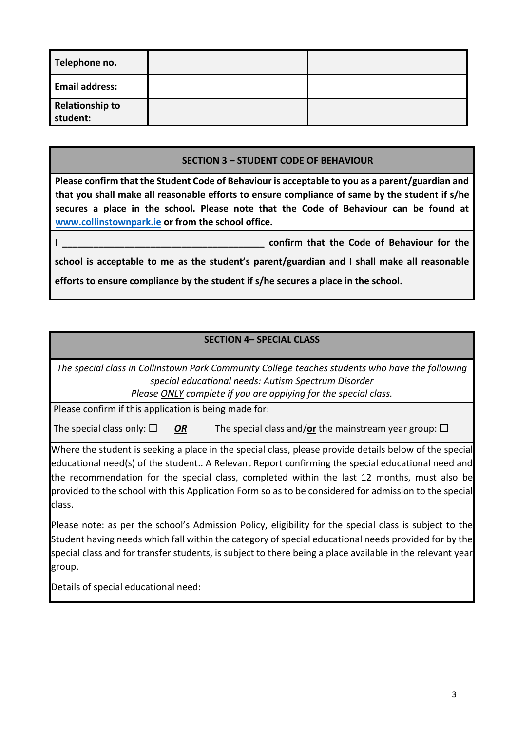| Telephone no. | | |
|---|---|---|
| **Email address:** | | |
| **Relationship to student:** | | |

## SECTION 3 – STUDENT CODE OF BEHAVIOUR

**Please confirm that the Student Code of Behaviour is acceptable to you as a parent/guardian and that you shall make all reasonable efforts to ensure compliance of same by the student if s/he secures a place in the school. Please note that the Code of Behaviour can be found at [www.collinstownpark.ie](http://www.collinstownpark.ie) or from the school office.**

**I ______________________________________ confirm that the Code of Behaviour for the school is acceptable to me as the student's parent/guardian and I shall make all reasonable efforts to ensure compliance by the student if s/he secures a place in the school.**

## SECTION 4– SPECIAL CLASS

*The special class in Collinstown Park Community College teaches students who have the following special educational needs: Autism Spectrum Disorder*
*Please ONLY complete if you are applying for the special class.*

Please confirm if this application is being made for:

The special class only: ☐ ***OR*** The special class and/**or** the mainstream year group: ☐

Where the student is seeking a place in the special class, please provide details below of the special educational need(s) of the student.. A Relevant Report confirming the special educational need and the recommendation for the special class, completed within the last 12 months, must also be provided to the school with this Application Form so as to be considered for admission to the special class.

Please note: as per the school's Admission Policy, eligibility for the special class is subject to the Student having needs which fall within the category of special educational needs provided for by the special class and for transfer students, is subject to there being a place available in the relevant year group.

Details of special educational need: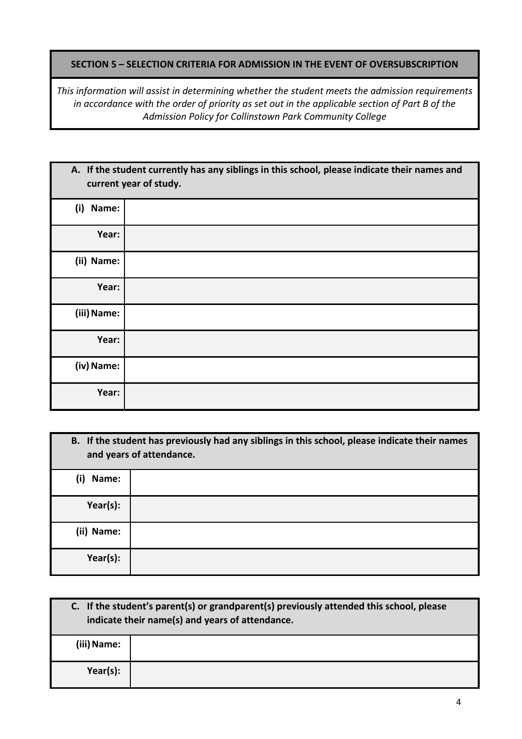## SECTION 5 – SELECTION CRITERIA FOR ADMISSION IN THE EVENT OF OVERSUBSCRIPTION

*This information will assist in determining whether the student meets the admission requirements in accordance with the order of priority as set out in the applicable section of Part B of the Admission Policy for Collinstown Park Community College*

| **A. If the student currently has any siblings in this school, please indicate their names and current year of study.** | |
|---|---|
| **(i) Name:** | |
| **Year:** | |
| **(ii) Name:** | |
| **Year:** | |
| **(iii) Name:** | |
| **Year:** | |
| **(iv) Name:** | |
| **Year:** | |

| **B. If the student has previously had any siblings in this school, please indicate their names and years of attendance.** | |
|---|---|
| **(i) Name:** | |
| **Year(s):** | |
| **(ii) Name:** | |
| **Year(s):** | |

| **C. If the student's parent(s) or grandparent(s) previously attended this school, please indicate their name(s) and years of attendance.** | |
|---|---|
| **(iii) Name:** | |
| **Year(s):** | |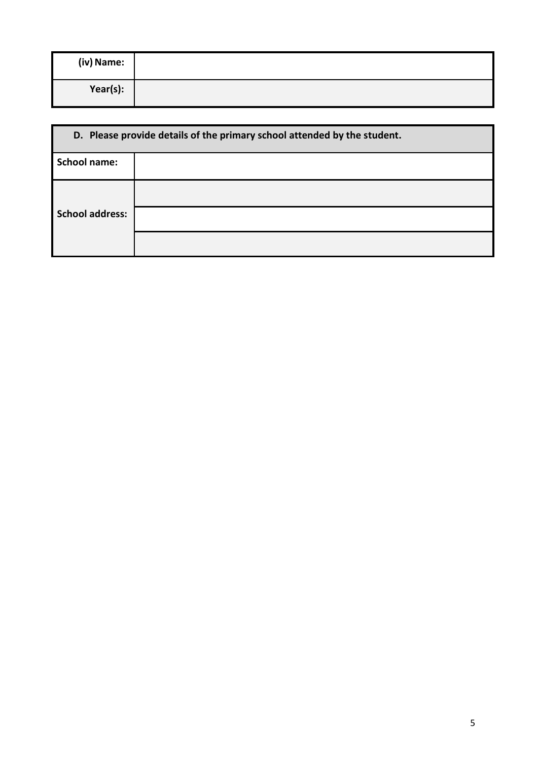| (iv) Name: | |
| --- | --- |
| Year(s): | |

| D. Please provide details of the primary school attended by the student. | |
| --- | --- |
| School name: | |
| School address: | |
| | |
| | |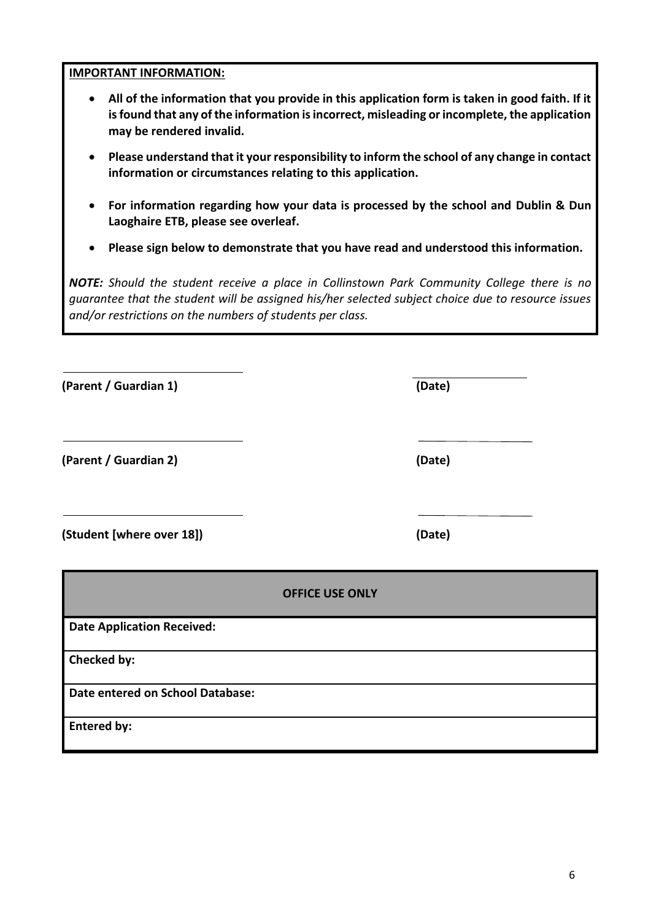**IMPORTANT INFORMATION:**

- **All of the information that you provide in this application form is taken in good faith. If it is found that any of the information is incorrect, misleading or incomplete, the application may be rendered invalid.**
- **Please understand that it your responsibility to inform the school of any change in contact information or circumstances relating to this application.**
- **For information regarding how your data is processed by the school and Dublin & Dun Laoghaire ETB, please see overleaf.**
- **Please sign below to demonstrate that you have read and understood this information.**

***NOTE:*** *Should the student receive a place in Collinstown Park Community College there is no guarantee that the student will be assigned his/her selected subject choice due to resource issues and/or restrictions on the numbers of students per class.*

______________________________ ______________________________

**(Parent / Guardian 1)** **(Date)**

______________________________ ______________________________

**(Parent / Guardian 2)** **(Date)**

______________________________ ______________________________

**(Student [where over 18])** **(Date)**

| **OFFICE USE ONLY** |
|---|
| **Date Application Received:** |
| **Checked by:** |
| **Date entered on School Database:** |
| **Entered by:** |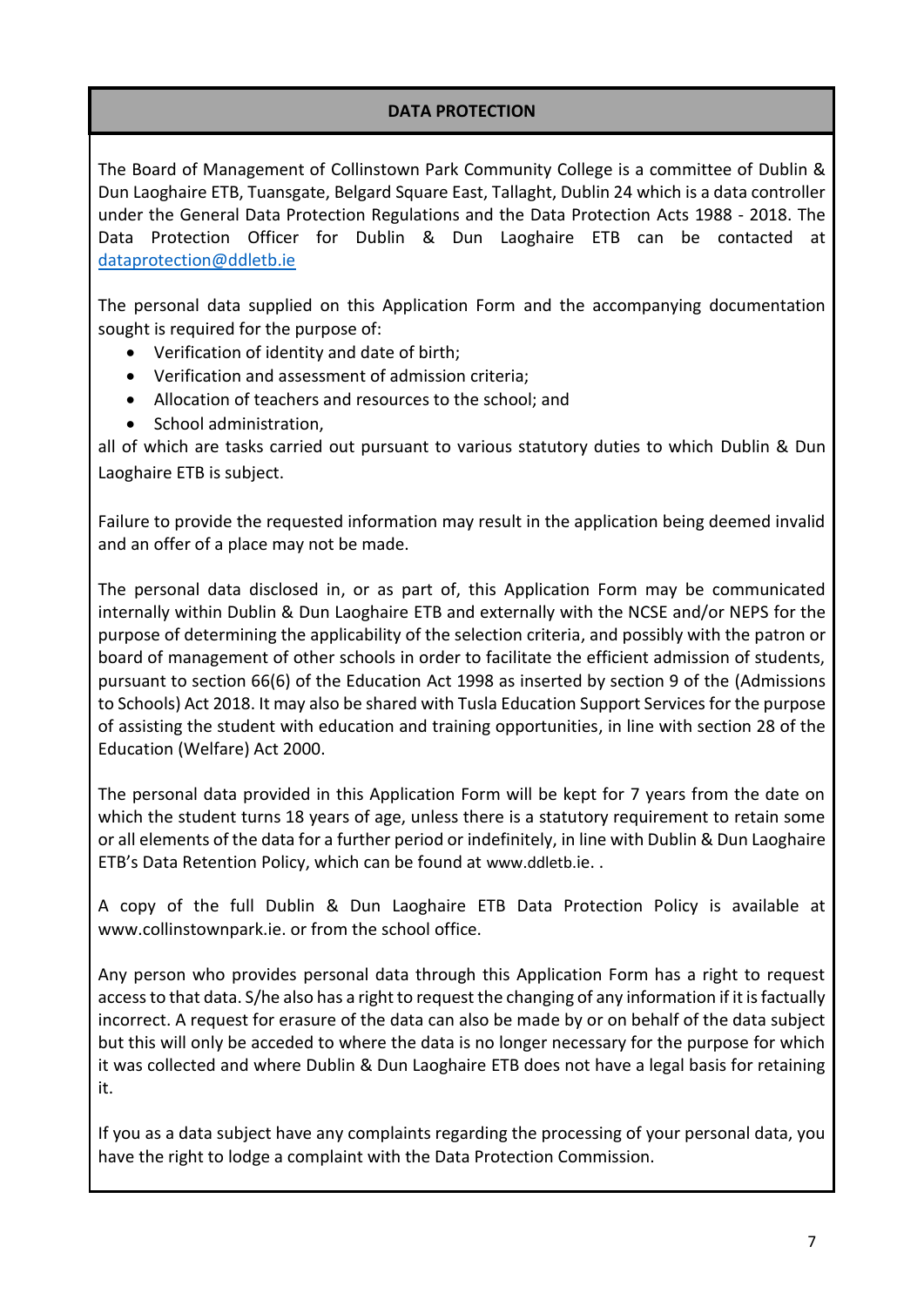## DATA PROTECTION

The Board of Management of Collinstown Park Community College is a committee of Dublin & Dun Laoghaire ETB, Tuansgate, Belgard Square East, Tallaght, Dublin 24 which is a data controller under the General Data Protection Regulations and the Data Protection Acts 1988 - 2018. The Data Protection Officer for Dublin & Dun Laoghaire ETB can be contacted at dataprotection@ddletb.ie

The personal data supplied on this Application Form and the accompanying documentation sought is required for the purpose of:

- Verification of identity and date of birth;
- Verification and assessment of admission criteria;
- Allocation of teachers and resources to the school; and
- School administration,

all of which are tasks carried out pursuant to various statutory duties to which Dublin & Dun Laoghaire ETB is subject.

Failure to provide the requested information may result in the application being deemed invalid and an offer of a place may not be made.

The personal data disclosed in, or as part of, this Application Form may be communicated internally within Dublin & Dun Laoghaire ETB and externally with the NCSE and/or NEPS for the purpose of determining the applicability of the selection criteria, and possibly with the patron or board of management of other schools in order to facilitate the efficient admission of students, pursuant to section 66(6) of the Education Act 1998 as inserted by section 9 of the (Admissions to Schools) Act 2018. It may also be shared with Tusla Education Support Services for the purpose of assisting the student with education and training opportunities, in line with section 28 of the Education (Welfare) Act 2000.

The personal data provided in this Application Form will be kept for 7 years from the date on which the student turns 18 years of age, unless there is a statutory requirement to retain some or all elements of the data for a further period or indefinitely, in line with Dublin & Dun Laoghaire ETB's Data Retention Policy, which can be found at www.ddletb.ie. .

A copy of the full Dublin & Dun Laoghaire ETB Data Protection Policy is available at www.collinstownpark.ie. or from the school office.

Any person who provides personal data through this Application Form has a right to request access to that data. S/he also has a right to request the changing of any information if it is factually incorrect. A request for erasure of the data can also be made by or on behalf of the data subject but this will only be acceded to where the data is no longer necessary for the purpose for which it was collected and where Dublin & Dun Laoghaire ETB does not have a legal basis for retaining it.

If you as a data subject have any complaints regarding the processing of your personal data, you have the right to lodge a complaint with the Data Protection Commission.